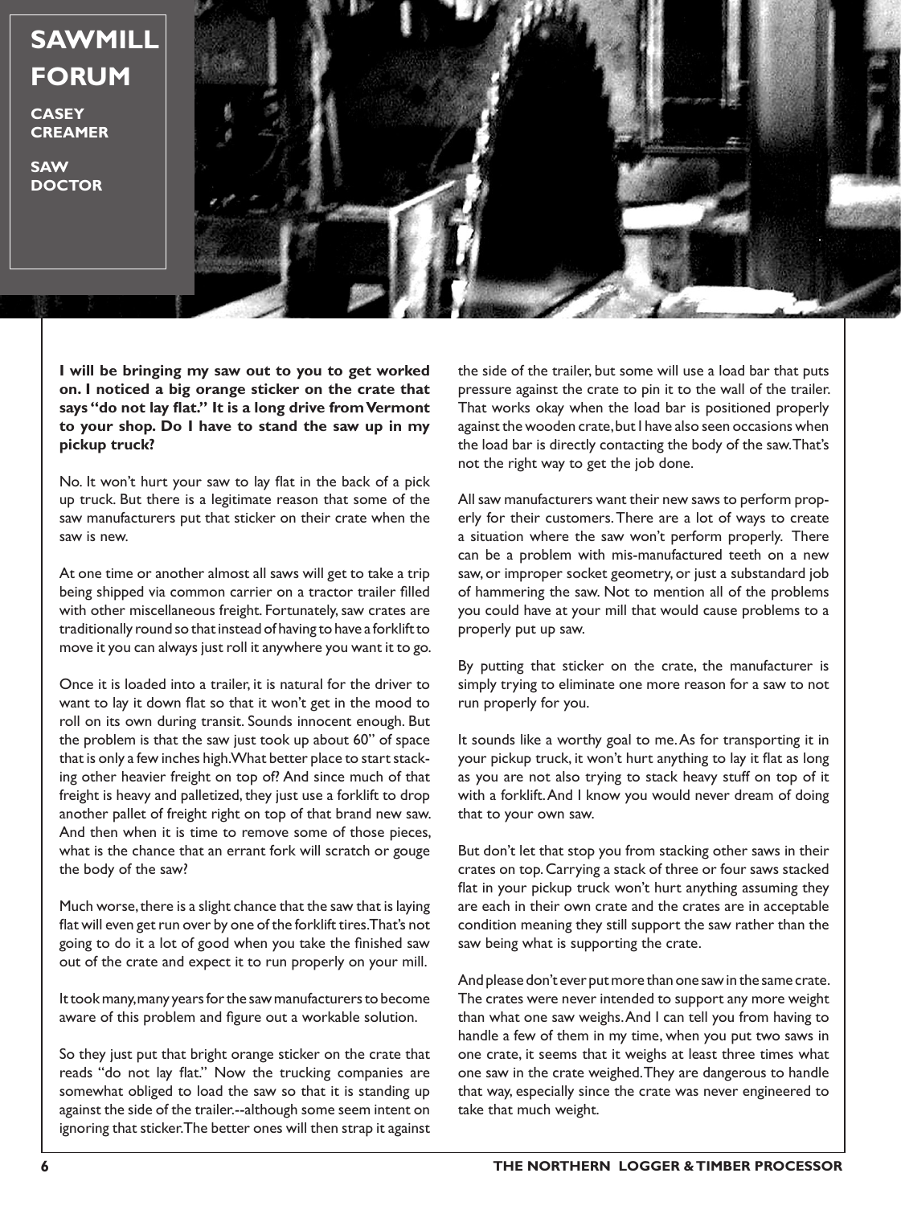# SAWMILL FORUM

**CASEY CREAMER**

**SAW DOCTOR**

**I will be bringing my saw out to you to get worked on. I noticed a big orange sticker on the crate that says "do not lay flat." It is a long drive from Vermont to your shop. Do I have to stand the saw up in my pickup truck?**

No. It won't hurt your saw to lay flat in the back of a pick up truck. But there is a legitimate reason that some of the saw manufacturers put that sticker on their crate when the saw is new.

At one time or another almost all saws will get to take a trip being shipped via common carrier on a tractor trailer filled with other miscellaneous freight. Fortunately, saw crates are traditionally round so that instead of having to have a forklift to move it you can always just roll it anywhere you want it to go.

Once it is loaded into a trailer, it is natural for the driver to want to lay it down flat so that it won't get in the mood to roll on its own during transit. Sounds innocent enough. But the problem is that the saw just took up about 60" of space that is only a few inches high. What better place to start stacking other heavier freight on top of? And since much of that freight is heavy and palletized, they just use a forklift to drop another pallet of freight right on top of that brand new saw. And then when it is time to remove some of those pieces, what is the chance that an errant fork will scratch or gouge the body of the saw?

Much worse, there is a slight chance that the saw that is laying flat will even get run over by one of the forklift tires. That's not going to do it a lot of good when you take the finished saw out of the crate and expect it to run properly on your mill.

It took many, many years for the saw manufacturers to become aware of this problem and figure out a workable solution.

So they just put that bright orange sticker on the crate that reads "do not lay flat." Now the trucking companies are somewhat obliged to load the saw so that it is standing up against the side of the trailer.--although some seem intent on ignoring that sticker. The better ones will then strap it against the side of the trailer, but some will use a load bar that puts pressure against the crate to pin it to the wall of the trailer. That works okay when the load bar is positioned properly against the wooden crate, but I have also seen occasions when the load bar is directly contacting the body of the saw. That's not the right way to get the job done.

All saw manufacturers want their new saws to perform properly for their customers. There are a lot of ways to create a situation where the saw won't perform properly. There can be a problem with mis-manufactured teeth on a new saw, or improper socket geometry, or just a substandard job of hammering the saw. Not to mention all of the problems you could have at your mill that would cause problems to a properly put up saw.

By putting that sticker on the crate, the manufacturer is simply trying to eliminate one more reason for a saw to not run properly for you.

It sounds like a worthy goal to me. As for transporting it in your pickup truck, it won't hurt anything to lay it flat as long as you are not also trying to stack heavy stuff on top of it with a forklift. And I know you would never dream of doing that to your own saw.

But don't let that stop you from stacking other saws in their crates on top. Carrying a stack of three or four saws stacked flat in your pickup truck won't hurt anything assuming they are each in their own crate and the crates are in acceptable condition meaning they still support the saw rather than the saw being what is supporting the crate.

And please don't ever put more than one saw in the same crate. The crates were never intended to support any more weight than what one saw weighs. And I can tell you from having to handle a few of them in my time, when you put two saws in one crate, it seems that it weighs at least three times what one saw in the crate weighed. They are dangerous to handle that way, especially since the crate was never engineered to take that much weight.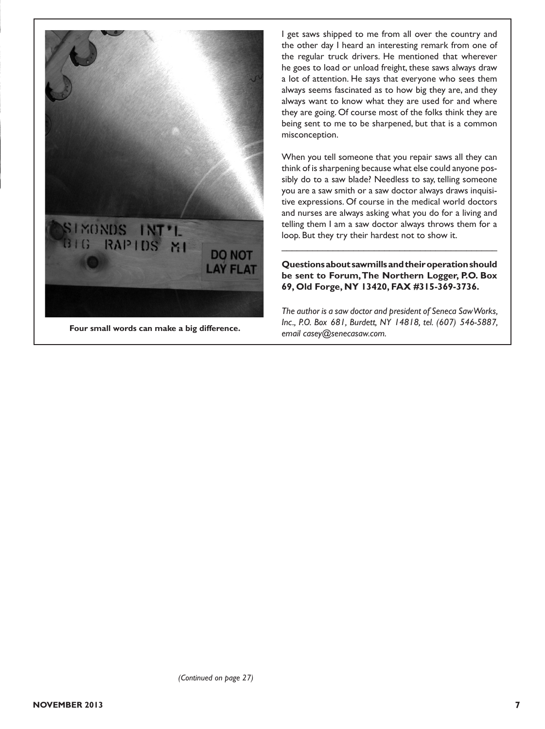Four small words can make a big difference.

I get saws shipped to me from all over the country and the other day I heard an interesting remark from one of the regular truck drivers. He mentioned that wherever he goes to load or unload freight, these saws always draw a lot of attention. He says that everyone who sees them always seems fascinated as to how big they are, and they always want to know what they are used for and where they are going. Of course most of the folks think they are being sent to me to be sharpened, but that is a common misconception.

When you tell someone that you repair saws all they can think of is sharpening because what else could anyone possibly do to a saw blade? Needless to say, telling someone you are a saw smith or a saw doctor always draws inquisitive expressions. Of course in the medical world doctors and nurses are always asking what you do for a living and telling them I am a saw doctor always throws them for a loop. But they try their hardest not to show it.

---

**Questions about sawmills and their operation should be sent to Forum, The Northern Logger, P.O. Box 69, Old Forge, NY 13420, FAX #315-369-3736.**

*The author is a saw doctor and president of Seneca Saw Works, Inc., P.O. Box 681, Burdett, NY 14818, tel. (607) 546-5887, email casey@senecasaw.com.*

*(Continued on page 27)*